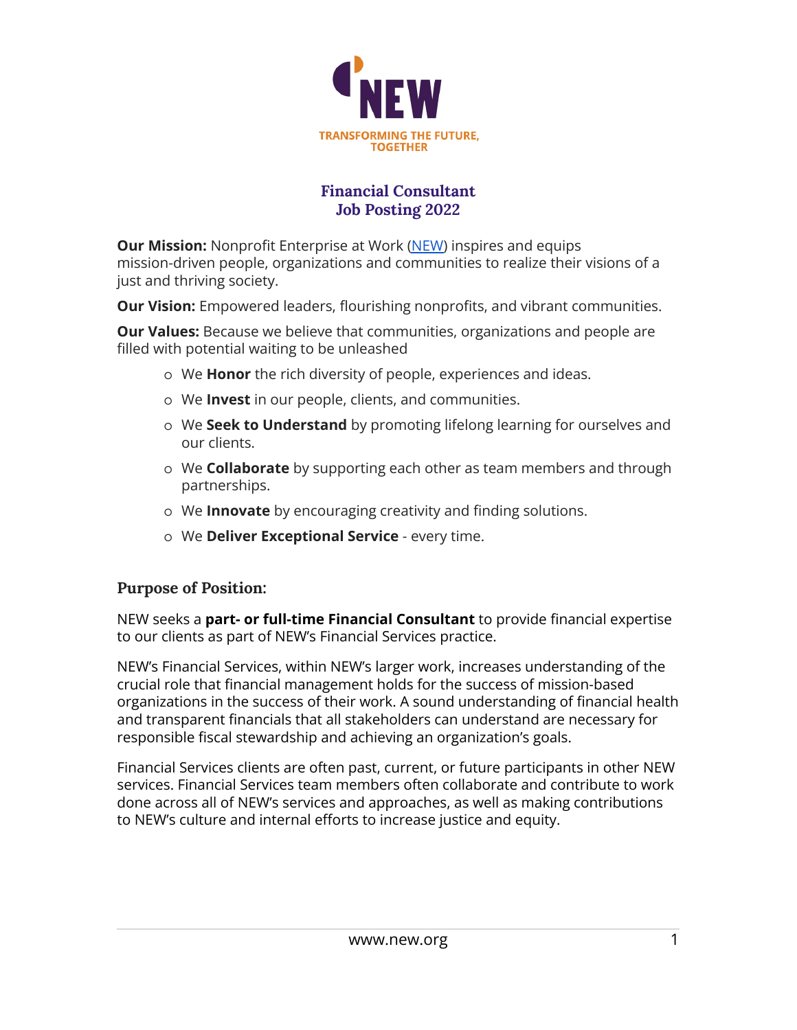NEW

TRANSFORMING THE FUTURE, TOGETHER

# Financial Consultant
# Job Posting 2022

**Our Mission:** Nonprofit Enterprise at Work (NEW) inspires and equips mission-driven people, organizations and communities to realize their visions of a just and thriving society.

**Our Vision:** Empowered leaders, flourishing nonprofits, and vibrant communities.

**Our Values:** Because we believe that communities, organizations and people are filled with potential waiting to be unleashed

- We **Honor** the rich diversity of people, experiences and ideas.
- We **Invest** in our people, clients, and communities.
- We **Seek to Understand** by promoting lifelong learning for ourselves and our clients.
- We **Collaborate** by supporting each other as team members and through partnerships.
- We **Innovate** by encouraging creativity and finding solutions.
- We **Deliver Exceptional Service** - every time.

## Purpose of Position:

NEW seeks a **part- or full-time Financial Consultant** to provide financial expertise to our clients as part of NEW's Financial Services practice.

NEW's Financial Services, within NEW's larger work, increases understanding of the crucial role that financial management holds for the success of mission-based organizations in the success of their work. A sound understanding of financial health and transparent financials that all stakeholders can understand are necessary for responsible fiscal stewardship and achieving an organization's goals.

Financial Services clients are often past, current, or future participants in other NEW services. Financial Services team members often collaborate and contribute to work done across all of NEW's services and approaches, as well as making contributions to NEW's culture and internal efforts to increase justice and equity.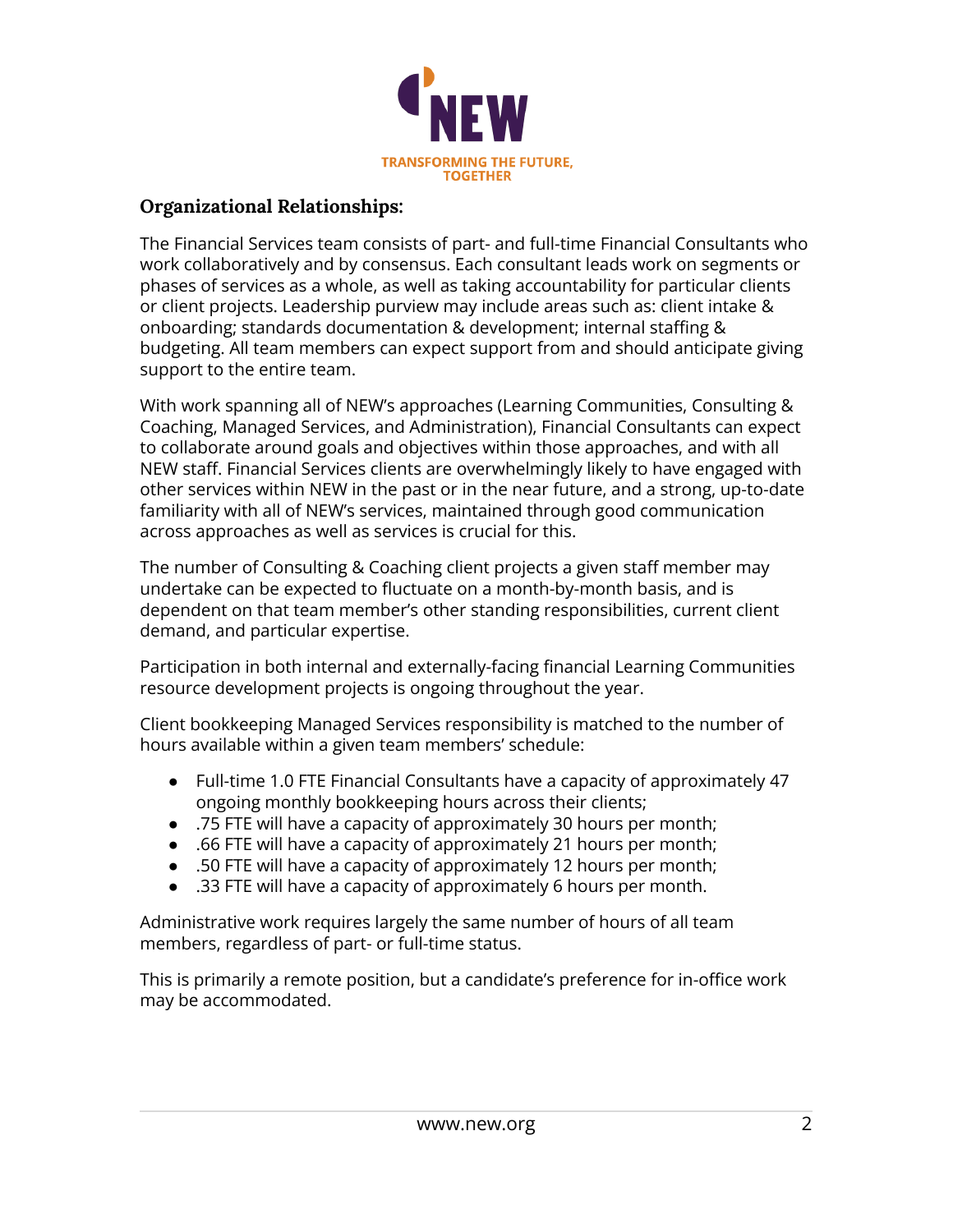### Organizational Relationships:

The Financial Services team consists of part- and full-time Financial Consultants who work collaboratively and by consensus. Each consultant leads work on segments or phases of services as a whole, as well as taking accountability for particular clients or client projects. Leadership purview may include areas such as: client intake & onboarding; standards documentation & development; internal staffing & budgeting. All team members can expect support from and should anticipate giving support to the entire team.

With work spanning all of NEW's approaches (Learning Communities, Consulting & Coaching, Managed Services, and Administration), Financial Consultants can expect to collaborate around goals and objectives within those approaches, and with all NEW staff. Financial Services clients are overwhelmingly likely to have engaged with other services within NEW in the past or in the near future, and a strong, up-to-date familiarity with all of NEW's services, maintained through good communication across approaches as well as services is crucial for this.

The number of Consulting & Coaching client projects a given staff member may undertake can be expected to fluctuate on a month-by-month basis, and is dependent on that team member's other standing responsibilities, current client demand, and particular expertise.

Participation in both internal and externally-facing financial Learning Communities resource development projects is ongoing throughout the year.

Client bookkeeping Managed Services responsibility is matched to the number of hours available within a given team members' schedule:

- Full-time 1.0 FTE Financial Consultants have a capacity of approximately 47 ongoing monthly bookkeeping hours across their clients;
- .75 FTE will have a capacity of approximately 30 hours per month;
- .66 FTE will have a capacity of approximately 21 hours per month;
- .50 FTE will have a capacity of approximately 12 hours per month;
- .33 FTE will have a capacity of approximately 6 hours per month.

Administrative work requires largely the same number of hours of all team members, regardless of part- or full-time status.

This is primarily a remote position, but a candidate's preference for in-office work may be accommodated.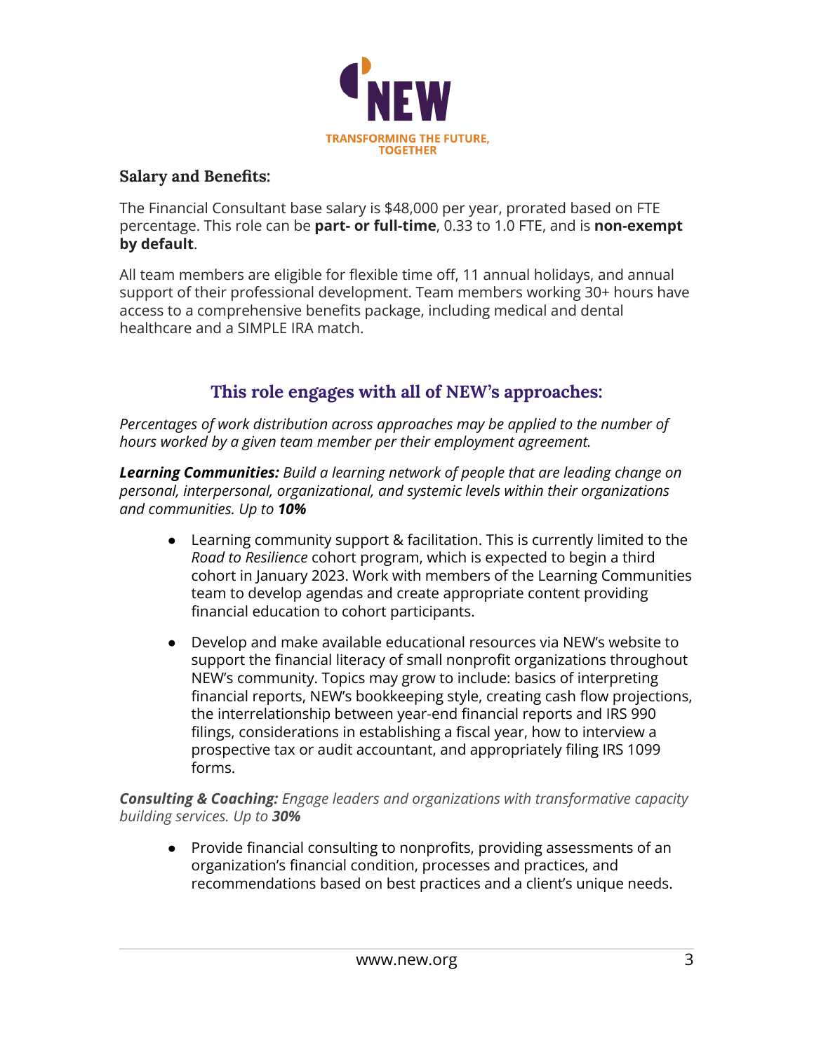### Salary and Benefits:

The Financial Consultant base salary is $48,000 per year, prorated based on FTE percentage. This role can be **part- or full-time**, 0.33 to 1.0 FTE, and is **non-exempt by default**.

All team members are eligible for flexible time off, 11 annual holidays, and annual support of their professional development. Team members working 30+ hours have access to a comprehensive benefits package, including medical and dental healthcare and a SIMPLE IRA match.

## This role engages with all of NEW's approaches:

*Percentages of work distribution across approaches may be applied to the number of hours worked by a given team member per their employment agreement.*

***Learning Communities:*** *Build a learning network of people that are leading change on personal, interpersonal, organizational, and systemic levels within their organizations and communities. Up to* ***10%***

- Learning community support & facilitation. This is currently limited to the *Road to Resilience* cohort program, which is expected to begin a third cohort in January 2023. Work with members of the Learning Communities team to develop agendas and create appropriate content providing financial education to cohort participants.
- Develop and make available educational resources via NEW's website to support the financial literacy of small nonprofit organizations throughout NEW's community. Topics may grow to include: basics of interpreting financial reports, NEW's bookkeeping style, creating cash flow projections, the interrelationship between year-end financial reports and IRS 990 filings, considerations in establishing a fiscal year, how to interview a prospective tax or audit accountant, and appropriately filing IRS 1099 forms.

***Consulting & Coaching:*** *Engage leaders and organizations with transformative capacity building services. Up to* ***30%***

- Provide financial consulting to nonprofits, providing assessments of an organization's financial condition, processes and practices, and recommendations based on best practices and a client's unique needs.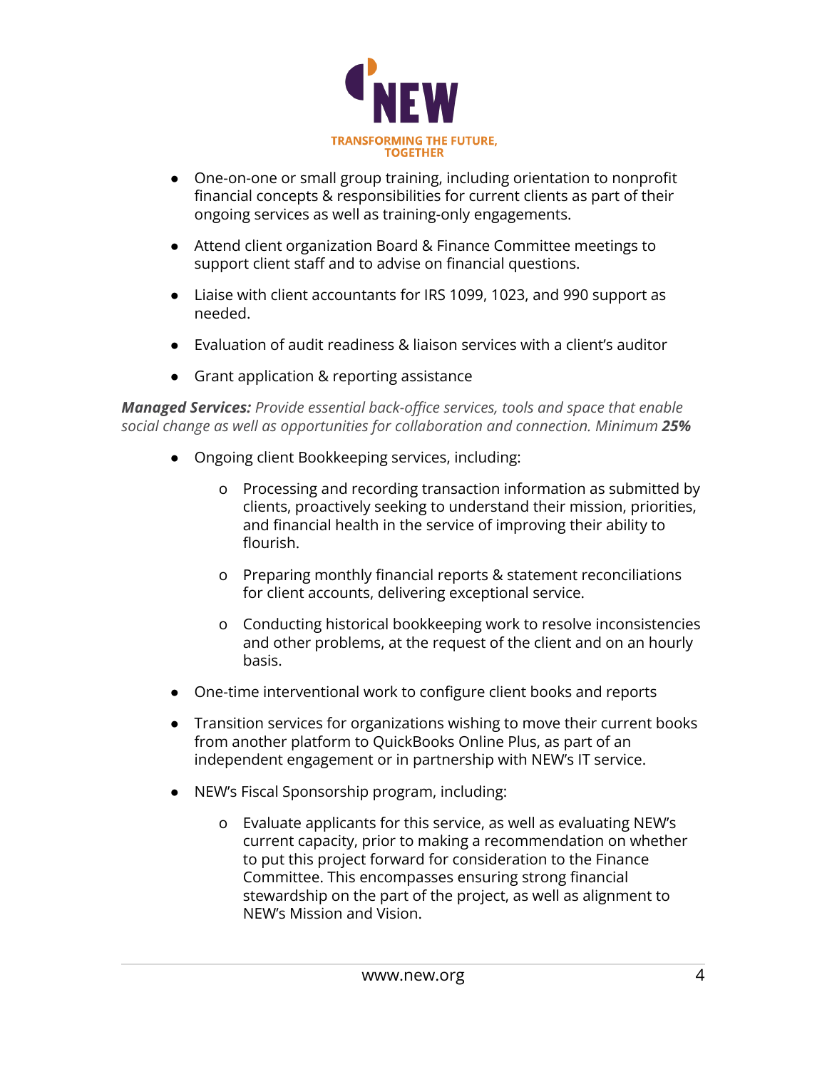- One-on-one or small group training, including orientation to nonprofit financial concepts & responsibilities for current clients as part of their ongoing services as well as training-only engagements.
- Attend client organization Board & Finance Committee meetings to support client staff and to advise on financial questions.
- Liaise with client accountants for IRS 1099, 1023, and 990 support as needed.
- Evaluation of audit readiness & liaison services with a client's auditor
- Grant application & reporting assistance

***Managed Services:*** *Provide essential back-office services, tools and space that enable social change as well as opportunities for collaboration and connection. Minimum* ***25%***

- Ongoing client Bookkeeping services, including:
    - Processing and recording transaction information as submitted by clients, proactively seeking to understand their mission, priorities, and financial health in the service of improving their ability to flourish.
    - Preparing monthly financial reports & statement reconciliations for client accounts, delivering exceptional service.
    - Conducting historical bookkeeping work to resolve inconsistencies and other problems, at the request of the client and on an hourly basis.
- One-time interventional work to configure client books and reports
- Transition services for organizations wishing to move their current books from another platform to QuickBooks Online Plus, as part of an independent engagement or in partnership with NEW's IT service.
- NEW's Fiscal Sponsorship program, including:
    - Evaluate applicants for this service, as well as evaluating NEW's current capacity, prior to making a recommendation on whether to put this project forward for consideration to the Finance Committee. This encompasses ensuring strong financial stewardship on the part of the project, as well as alignment to NEW's Mission and Vision.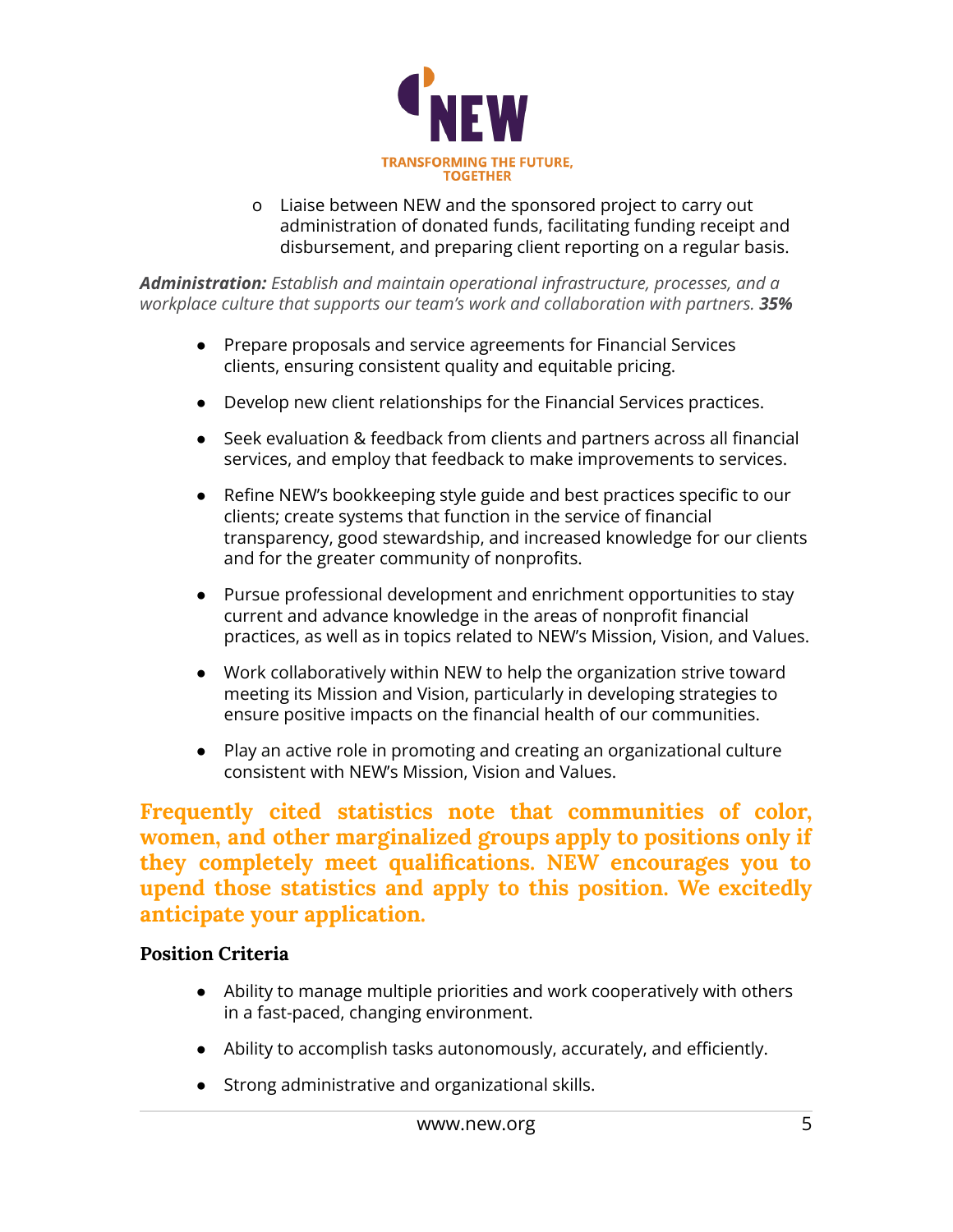- Liaise between NEW and the sponsored project to carry out administration of donated funds, facilitating funding receipt and disbursement, and preparing client reporting on a regular basis.

***Administration:*** *Establish and maintain operational infrastructure, processes, and a workplace culture that supports our team's work and collaboration with partners.* ***35%***

- Prepare proposals and service agreements for Financial Services clients, ensuring consistent quality and equitable pricing.
- Develop new client relationships for the Financial Services practices.
- Seek evaluation & feedback from clients and partners across all financial services, and employ that feedback to make improvements to services.
- Refine NEW's bookkeeping style guide and best practices specific to our clients; create systems that function in the service of financial transparency, good stewardship, and increased knowledge for our clients and for the greater community of nonprofits.
- Pursue professional development and enrichment opportunities to stay current and advance knowledge in the areas of nonprofit financial practices, as well as in topics related to NEW's Mission, Vision, and Values.
- Work collaboratively within NEW to help the organization strive toward meeting its Mission and Vision, particularly in developing strategies to ensure positive impacts on the financial health of our communities.
- Play an active role in promoting and creating an organizational culture consistent with NEW's Mission, Vision and Values.

**Frequently cited statistics note that communities of color, women, and other marginalized groups apply to positions only if they completely meet qualifications. NEW encourages you to upend those statistics and apply to this position. We excitedly anticipate your application.**

### Position Criteria

- Ability to manage multiple priorities and work cooperatively with others in a fast-paced, changing environment.
- Ability to accomplish tasks autonomously, accurately, and efficiently.
- Strong administrative and organizational skills.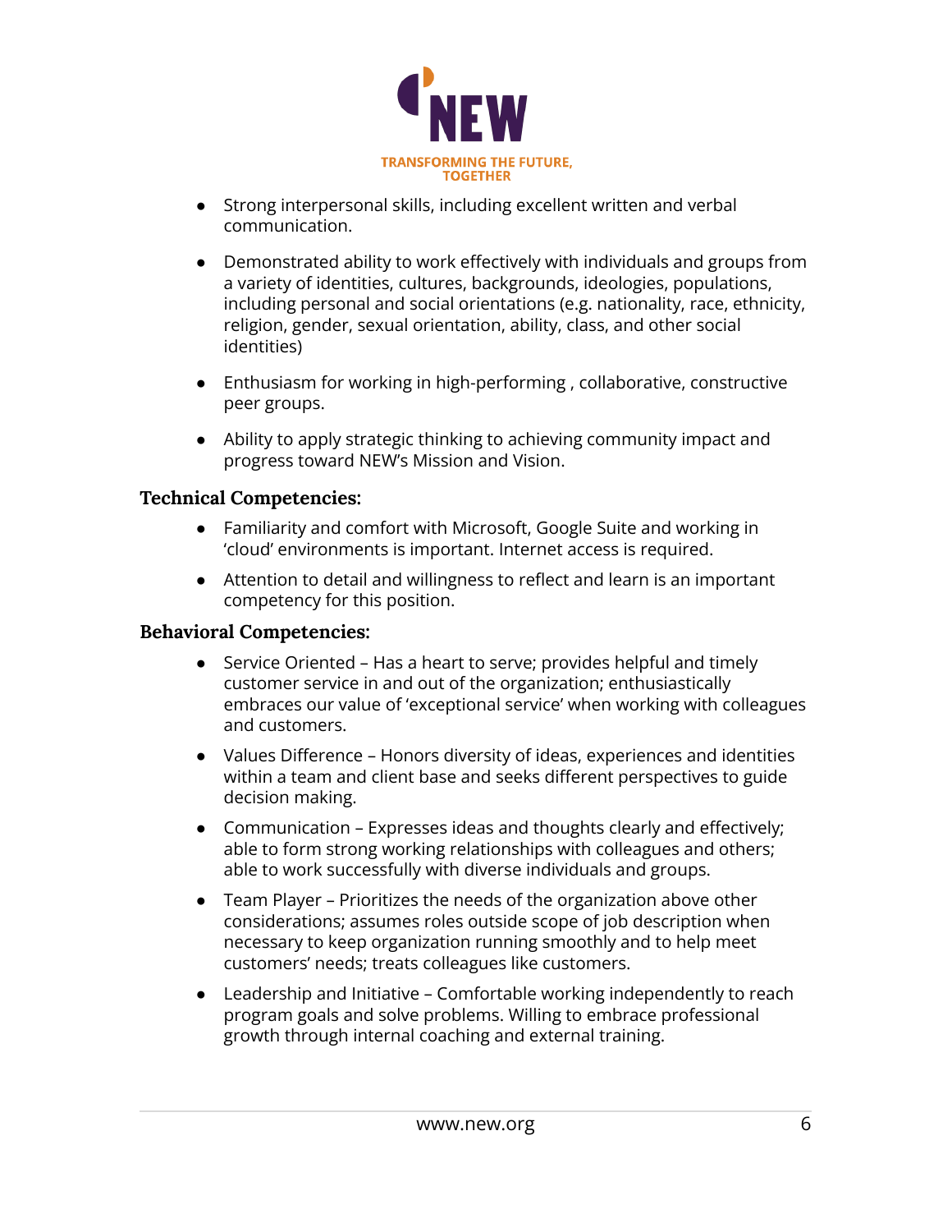- Strong interpersonal skills, including excellent written and verbal communication.
- Demonstrated ability to work effectively with individuals and groups from a variety of identities, cultures, backgrounds, ideologies, populations, including personal and social orientations (e.g. nationality, race, ethnicity, religion, gender, sexual orientation, ability, class, and other social identities)
- Enthusiasm for working in high-performing , collaborative, constructive peer groups.
- Ability to apply strategic thinking to achieving community impact and progress toward NEW's Mission and Vision.

### Technical Competencies:

- Familiarity and comfort with Microsoft, Google Suite and working in 'cloud' environments is important. Internet access is required.
- Attention to detail and willingness to reflect and learn is an important competency for this position.

### Behavioral Competencies:

- Service Oriented – Has a heart to serve; provides helpful and timely customer service in and out of the organization; enthusiastically embraces our value of 'exceptional service' when working with colleagues and customers.
- Values Difference – Honors diversity of ideas, experiences and identities within a team and client base and seeks different perspectives to guide decision making.
- Communication – Expresses ideas and thoughts clearly and effectively; able to form strong working relationships with colleagues and others; able to work successfully with diverse individuals and groups.
- Team Player – Prioritizes the needs of the organization above other considerations; assumes roles outside scope of job description when necessary to keep organization running smoothly and to help meet customers' needs; treats colleagues like customers.
- Leadership and Initiative – Comfortable working independently to reach program goals and solve problems. Willing to embrace professional growth through internal coaching and external training.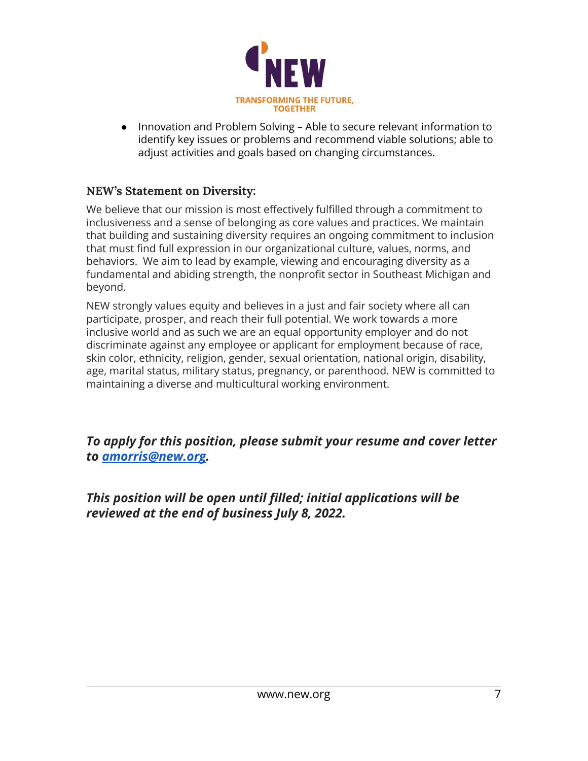- Innovation and Problem Solving – Able to secure relevant information to identify key issues or problems and recommend viable solutions; able to adjust activities and goals based on changing circumstances.

### NEW's Statement on Diversity:

We believe that our mission is most effectively fulfilled through a commitment to inclusiveness and a sense of belonging as core values and practices. We maintain that building and sustaining diversity requires an ongoing commitment to inclusion that must find full expression in our organizational culture, values, norms, and behaviors. We aim to lead by example, viewing and encouraging diversity as a fundamental and abiding strength, the nonprofit sector in Southeast Michigan and beyond.

NEW strongly values equity and believes in a just and fair society where all can participate, prosper, and reach their full potential. We work towards a more inclusive world and as such we are an equal opportunity employer and do not discriminate against any employee or applicant for employment because of race, skin color, ethnicity, religion, gender, sexual orientation, national origin, disability, age, marital status, military status, pregnancy, or parenthood. NEW is committed to maintaining a diverse and multicultural working environment.

***To apply for this position, please submit your resume and cover letter to [amorris@new.org](mailto:amorris@new.org).***

***This position will be open until filled; initial applications will be reviewed at the end of business July 8, 2022.***